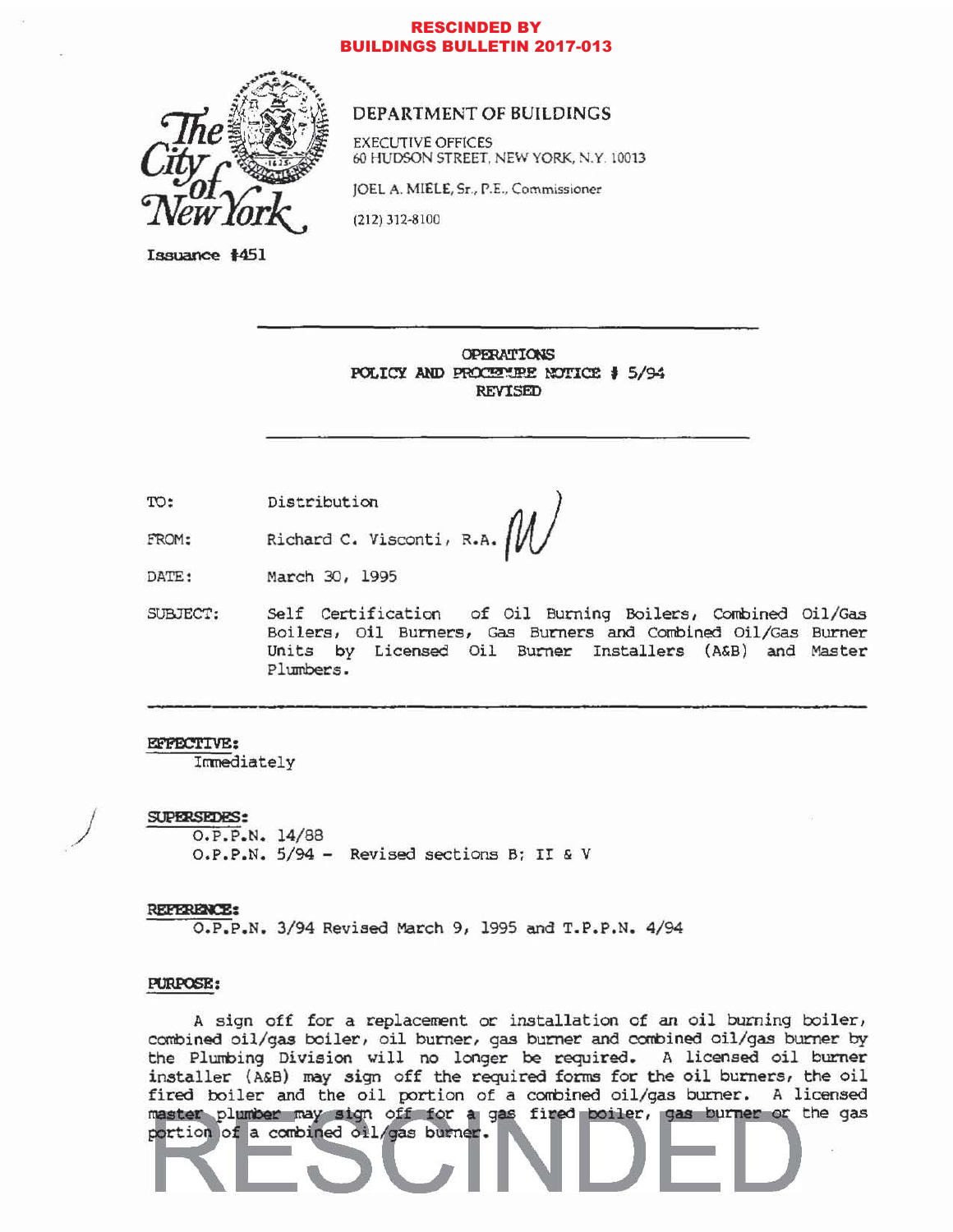**RESCINDED BY BUILDINGS BULLETIN 2017-013**

# DEPARTMENT OF BUILDINGS

EXECUTIVE OFFICES
60 HUDSON STREET, NEW YORK, N.Y. 10013

JOEL A. MIELE, Sr., P.E., Commissioner

(212) 312-8100

Issuance #451

---

**OPERATIONS**
**POLICY AND PROCEDURE NOTICE # 5/94**
**REVISED**

---

TO: Distribution

FROM: Richard C. Visconti, R.A.

DATE: March 30, 1995

SUBJECT: Self Certification of Oil Burning Boilers, Combined Oil/Gas Boilers, Oil Burners, Gas Burners and Combined Oil/Gas Burner Units by Licensed Oil Burner Installers (A&B) and Master Plumbers.

---

**EFFECTIVE:**

Immediately

**SUPERSEDES:**

O.P.P.N. 14/88
O.P.P.N. 5/94 - Revised sections B; II & V

**REFERENCE:**

O.P.P.N. 3/94 Revised March 9, 1995 and T.P.P.N. 4/94

**PURPOSE:**

A sign off for a replacement or installation of an oil burning boiler, combined oil/gas boiler, oil burner, gas burner and combined oil/gas burner by the Plumbing Division will no longer be required. A licensed oil burner installer (A&B) may sign off the required forms for the oil burners, the oil fired boiler and the oil portion of a combined oil/gas burner. A licensed master plumber may sign off for a gas fired boiler, gas burner or the gas portion of a combined oil/gas burner.

RESCINDED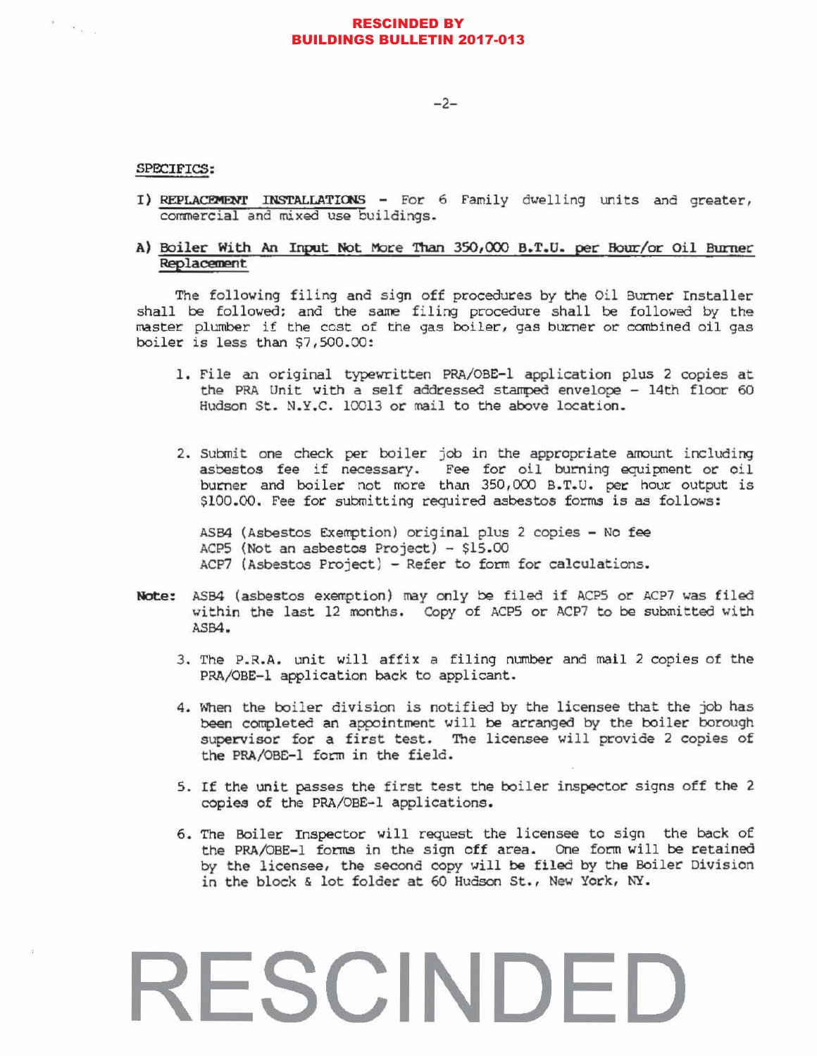**RESCINDED BY BUILDINGS BULLETIN 2017-013**

SPECIFICS:

I) REPLACEMENT INSTALLATIONS - For 6 Family dwelling units and greater, commercial and mixed use buildings.

A) Boiler With An Input Not More Than 350,000 B.T.U. per Hour/or Oil Burner Replacement

The following filing and sign off procedures by the Oil Burner Installer shall be followed; and the same filing procedure shall be followed by the master plumber if the cost of the gas boiler, gas burner or combined oil gas boiler is less than $7,500.00:

1. File an original typewritten PRA/OBE-1 application plus 2 copies at the PRA Unit with a self addressed stamped envelope - 14th floor 60 Hudson St. N.Y.C. 10013 or mail to the above location.

2. Submit one check per boiler job in the appropriate amount including asbestos fee if necessary. Fee for oil burning equipment or oil burner and boiler not more than 350,000 B.T.U. per hour output is $100.00. Fee for submitting required asbestos forms is as follows:

   ASB4 (Asbestos Exemption) original plus 2 copies - No fee
   ACP5 (Not an asbestos Project) - $15.00
   ACP7 (Asbestos Project) - Refer to form for calculations.

**Note:** ASB4 (asbestos exemption) may only be filed if ACP5 or ACP7 was filed within the last 12 months. Copy of ACP5 or ACP7 to be submitted with ASB4.

3. The P.R.A. unit will affix a filing number and mail 2 copies of the PRA/OBE-1 application back to applicant.

4. When the boiler division is notified by the licensee that the job has been completed an appointment will be arranged by the boiler borough supervisor for a first test. The licensee will provide 2 copies of the PRA/OBE-1 form in the field.

5. If the unit passes the first test the boiler inspector signs off the 2 copies of the PRA/OBE-1 applications.

6. The Boiler Inspector will request the licensee to sign the back of the PRA/OBE-1 forms in the sign off area. One form will be retained by the licensee, the second copy will be filed by the Boiler Division in the block & lot folder at 60 Hudson St., New York, NY.

RESCINDED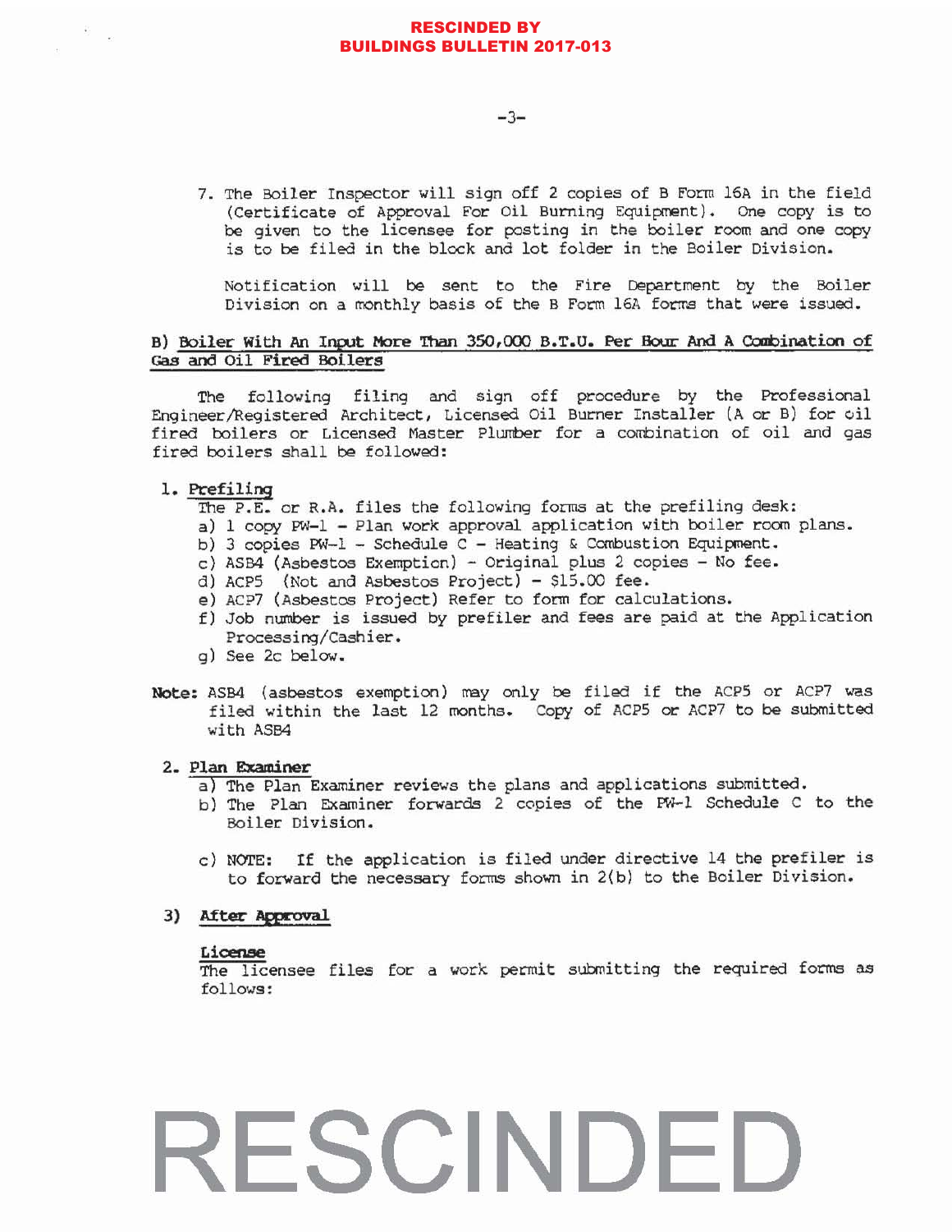**RESCINDED BY BUILDINGS BULLETIN 2017-013**

7. The Boiler Inspector will sign off 2 copies of B Form 16A in the field (Certificate of Approval For Oil Burning Equipment). One copy is to be given to the licensee for posting in the boiler room and one copy is to be filed in the block and lot folder in the Boiler Division.

   Notification will be sent to the Fire Department by the Boiler Division on a monthly basis of the B Form 16A forms that were issued.

### B) <u>Boiler With An Input More Than 350,000 B.T.U. Per Hour And A Combination of Gas and Oil Fired Boilers</u>

The following filing and sign off procedure by the Professional Engineer/Registered Architect, Licensed Oil Burner Installer (A or B) for oil fired boilers or Licensed Master Plumber for a combination of oil and gas fired boilers shall be followed:

1. **<u>Prefiling</u>**
   The P.E. or R.A. files the following forms at the prefiling desk:
   a) 1 copy PW-1 - Plan work approval application with boiler room plans.
   b) 3 copies PW-1 - Schedule C - Heating & Combustion Equipment.
   c) ASB4 (Asbestos Exemption) - Original plus 2 copies - No fee.
   d) ACP5 (Not and Asbestos Project) - $15.00 fee.
   e) ACP7 (Asbestos Project) Refer to form for calculations.
   f) Job number is issued by prefiler and fees are paid at the Application Processing/Cashier.
   g) See 2c below.

**Note:** ASB4 (asbestos exemption) may only be filed if the ACP5 or ACP7 was filed within the last 12 months. Copy of ACP5 or ACP7 to be submitted with ASB4

2. **<u>Plan Examiner</u>**
   a) The Plan Examiner reviews the plans and applications submitted.
   b) The Plan Examiner forwards 2 copies of the PW-1 Schedule C to the Boiler Division.

   c) NOTE: If the application is filed under directive 14 the prefiler is to forward the necessary forms shown in 2(b) to the Boiler Division.

3) **<u>After Approval</u>**

   **<u>License</u>**
   The licensee files for a work permit submitting the required forms as follows:

RESCINDED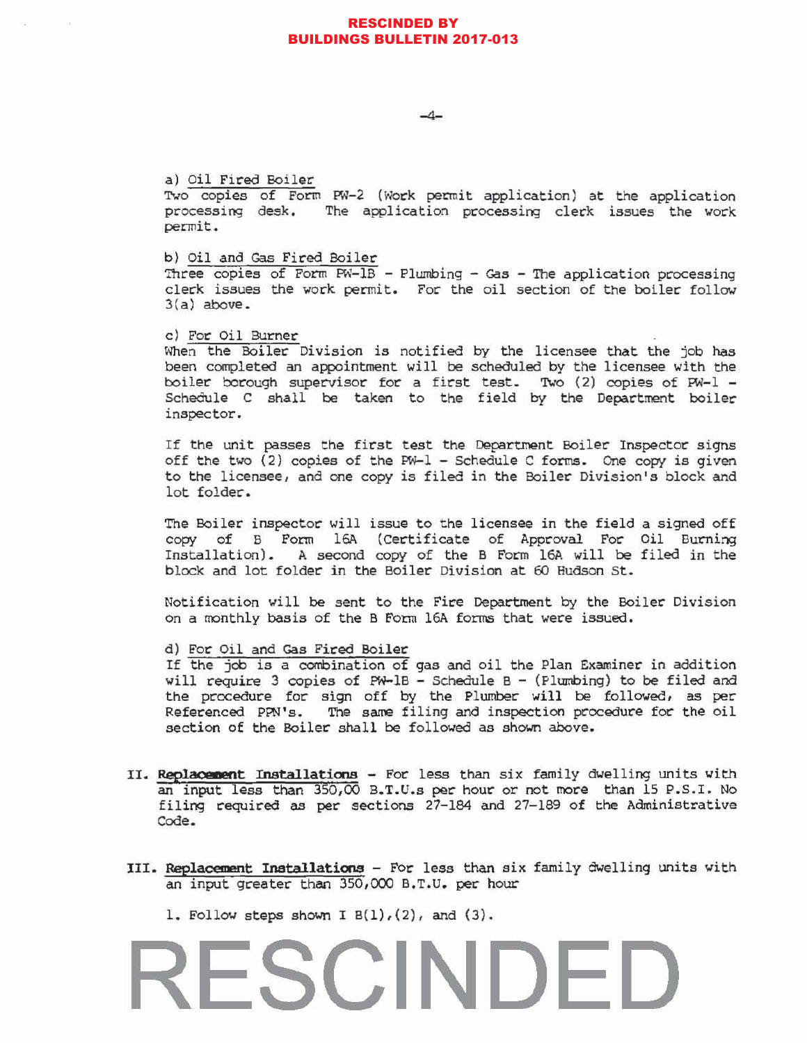**RESCINDED BY BUILDINGS BULLETIN 2017-013**

a) <u>Oil Fired Boiler</u>
Two copies of Form PW-2 (Work permit application) at the application processing desk. The application processing clerk issues the work permit.

b) <u>Oil and Gas Fired Boiler</u>
Three copies of Form PW-1B - Plumbing - Gas - The application processing clerk issues the work permit. For the oil section of the boiler follow 3(a) above.

c) <u>For Oil Burner</u>
When the Boiler Division is notified by the licensee that the job has been completed an appointment will be scheduled by the licensee with the boiler borough supervisor for a first test. Two (2) copies of PW-1 - Schedule C shall be taken to the field by the Department boiler inspector.

If the unit passes the first test the Department Boiler Inspector signs off the two (2) copies of the PW-1 - Schedule C forms. One copy is given to the licensee, and one copy is filed in the Boiler Division's block and lot folder.

The Boiler inspector will issue to the licensee in the field a signed off copy of B Form 16A (Certificate of Approval For Oil Burning Installation). A second copy of the B Form 16A will be filed in the block and lot folder in the Boiler Division at 60 Hudson St.

Notification will be sent to the Fire Department by the Boiler Division on a monthly basis of the B Form 16A forms that were issued.

d) <u>For Oil and Gas Fired Boiler</u>
If the job is a combination of gas and oil the Plan Examiner in addition will require 3 copies of PW-1B - Schedule B - (Plumbing) to be filed and the procedure for sign off by the Plumber will be followed, as per Referenced PPN's. The same filing and inspection procedure for the oil section of the Boiler shall be followed as shown above.

II. **<u>Replacement Installations</u>** - For less than six family dwelling units with an input less than 350,00 B.T.U.s per hour or not more than 15 P.S.I. No filing required as per sections 27-184 and 27-189 of the Administrative Code.

III. **<u>Replacement Installations</u>** - For less than six family dwelling units with an input greater than 350,000 B.T.U. per hour

1. Follow steps shown I B(1),(2), and (3).

RESCINDED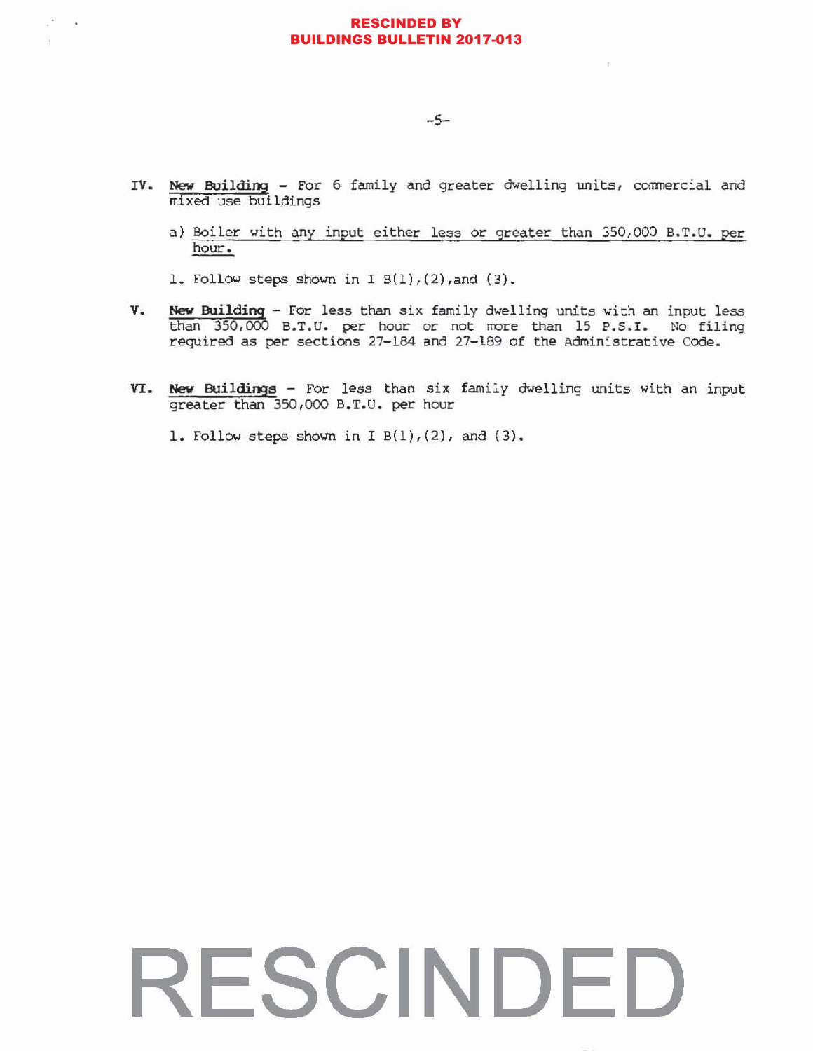**RESCINDED BY BUILDINGS BULLETIN 2017-013**

IV. **New Building** - For 6 family and greater dwelling units, commercial and mixed use buildings

a) Boiler with any input either less or greater than 350,000 B.T.U. per hour.

1. Follow steps shown in I B(1),(2),and (3).

V. **New Building** - For less than six family dwelling units with an input less than 350,000 B.T.U. per hour or not more than 15 P.S.I. No filing required as per sections 27-184 and 27-189 of the Administrative Code.

VI. **New Buildings** - For less than six family dwelling units with an input greater than 350,000 B.T.U. per hour

1. Follow steps shown in I B(1),(2), and (3).

RESCINDED